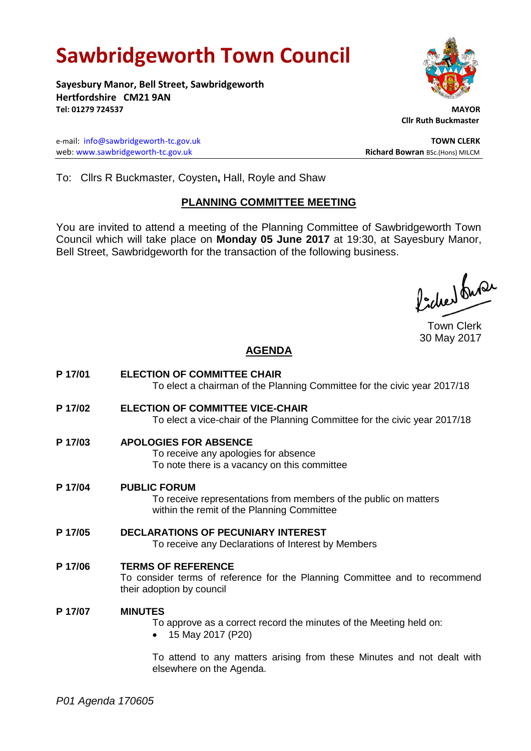# Sawbridgeworth Town Council

**Sayesbury Manor, Bell Street, Sawbridgeworth**
**Hertfordshire CM21 9AN**
**Tel: 01279 724537**

**MAYOR**
**Cllr Ruth Buckmaster**

e-mail: info@sawbridgeworth-tc.gov.uk
web: www.sawbridgeworth-tc.gov.uk

**TOWN CLERK**
**Richard Bowran** BSc.(Hons) MILCM

To: Cllrs R Buckmaster, Coysten**,** Hall, Royle and Shaw

## PLANNING COMMITTEE MEETING

You are invited to attend a meeting of the Planning Committee of Sawbridgeworth Town Council which will take place on **Monday 05 June 2017** at 19:30, at Sayesbury Manor, Bell Street, Sawbridgeworth for the transaction of the following business.

Town Clerk
30 May 2017

## AGENDA

**P 17/01 ELECTION OF COMMITTEE CHAIR**
To elect a chairman of the Planning Committee for the civic year 2017/18

**P 17/02 ELECTION OF COMMITTEE VICE-CHAIR**
To elect a vice-chair of the Planning Committee for the civic year 2017/18

**P 17/03 APOLOGIES FOR ABSENCE**
To receive any apologies for absence
To note there is a vacancy on this committee

**P 17/04 PUBLIC FORUM**
To receive representations from members of the public on matters within the remit of the Planning Committee

**P 17/05 DECLARATIONS OF PECUNIARY INTEREST**
To receive any Declarations of Interest by Members

**P 17/06 TERMS OF REFERENCE**
To consider terms of reference for the Planning Committee and to recommend their adoption by council

**P 17/07 MINUTES**
To approve as a correct record the minutes of the Meeting held on:

- 15 May 2017 (P20)

To attend to any matters arising from these Minutes and not dealt with elsewhere on the Agenda.

*P01 Agenda 170605*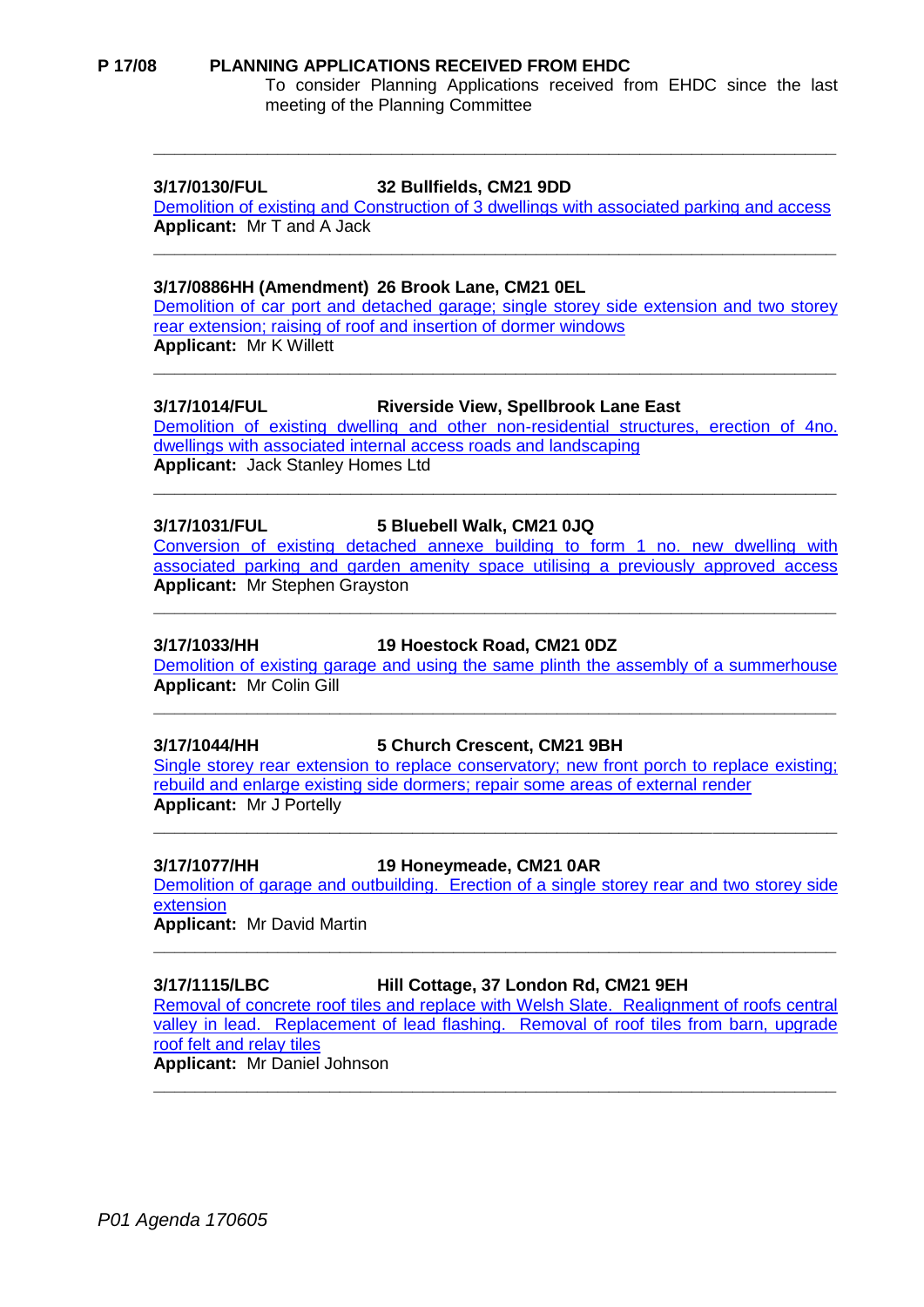## P 17/08 PLANNING APPLICATIONS RECEIVED FROM EHDC

To consider Planning Applications received from EHDC since the last meeting of the Planning Committee

---

**3/17/0130/FUL 32 Bullfields, CM21 9DD**

Demolition of existing and Construction of 3 dwellings with associated parking and access

**Applicant:** Mr T and A Jack

---

**3/17/0886HH (Amendment) 26 Brook Lane, CM21 0EL**

Demolition of car port and detached garage; single storey side extension and two storey rear extension; raising of roof and insertion of dormer windows

**Applicant:** Mr K Willett

---

**3/17/1014/FUL Riverside View, Spellbrook Lane East**

Demolition of existing dwelling and other non-residential structures, erection of 4no. dwellings with associated internal access roads and landscaping

**Applicant:** Jack Stanley Homes Ltd

---

**3/17/1031/FUL 5 Bluebell Walk, CM21 0JQ**

Conversion of existing detached annexe building to form 1 no. new dwelling with associated parking and garden amenity space utilising a previously approved access

**Applicant:** Mr Stephen Grayston

---

**3/17/1033/HH 19 Hoestock Road, CM21 0DZ**

Demolition of existing garage and using the same plinth the assembly of a summerhouse

**Applicant:** Mr Colin Gill

---

**3/17/1044/HH 5 Church Crescent, CM21 9BH**

Single storey rear extension to replace conservatory; new front porch to replace existing; rebuild and enlarge existing side dormers; repair some areas of external render

**Applicant:** Mr J Portelly

---

**3/17/1077/HH 19 Honeymeade, CM21 0AR**

Demolition of garage and outbuilding. Erection of a single storey rear and two storey side extension

**Applicant:** Mr David Martin

---

**3/17/1115/LBC Hill Cottage, 37 London Rd, CM21 9EH**

Removal of concrete roof tiles and replace with Welsh Slate. Realignment of roofs central valley in lead. Replacement of lead flashing. Removal of roof tiles from barn, upgrade roof felt and relay tiles

**Applicant:** Mr Daniel Johnson

---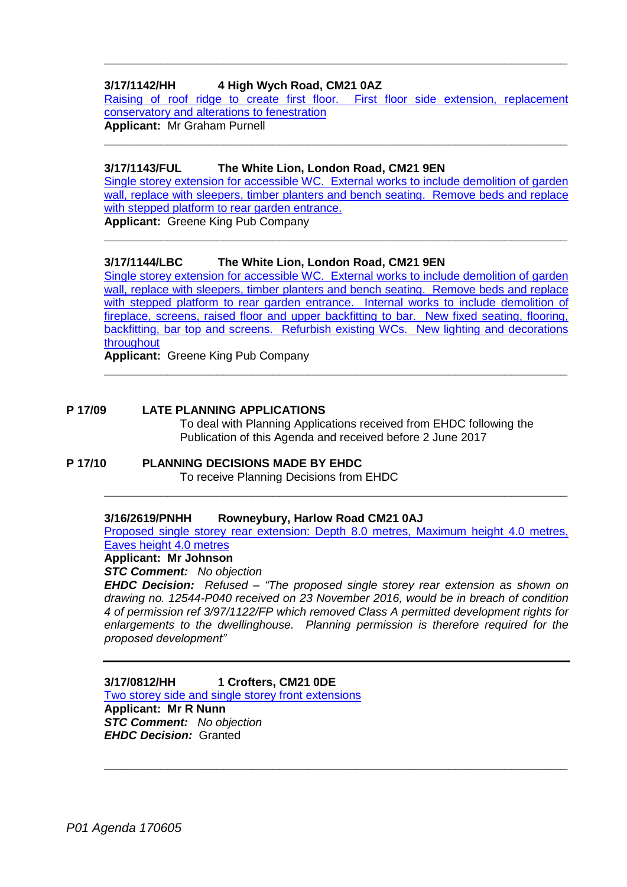---

**3/17/1142/HH 4 High Wych Road, CM21 0AZ**
Raising of roof ridge to create first floor. First floor side extension, replacement conservatory and alterations to fenestration
**Applicant:** Mr Graham Purnell

---

**3/17/1143/FUL The White Lion, London Road, CM21 9EN**
Single storey extension for accessible WC. External works to include demolition of garden wall, replace with sleepers, timber planters and bench seating. Remove beds and replace with stepped platform to rear garden entrance.
**Applicant:** Greene King Pub Company

---

**3/17/1144/LBC The White Lion, London Road, CM21 9EN**
Single storey extension for accessible WC. External works to include demolition of garden wall, replace with sleepers, timber planters and bench seating. Remove beds and replace with stepped platform to rear garden entrance. Internal works to include demolition of fireplace, screens, raised floor and upper backfitting to bar. New fixed seating, flooring, backfitting, bar top and screens. Refurbish existing WCs. New lighting and decorations throughout
**Applicant:** Greene King Pub Company

---

**P 17/09 LATE PLANNING APPLICATIONS**

To deal with Planning Applications received from EHDC following the Publication of this Agenda and received before 2 June 2017

**P 17/10 PLANNING DECISIONS MADE BY EHDC**

To receive Planning Decisions from EHDC

---

**3/16/2619/PNHH Rowneybury, Harlow Road CM21 0AJ**
Proposed single storey rear extension: Depth 8.0 metres, Maximum height 4.0 metres, Eaves height 4.0 metres
**Applicant: Mr Johnson**
***STC Comment:*** *No objection*
***EHDC Decision:*** *Refused – "The proposed single storey rear extension as shown on drawing no. 12544-P040 received on 23 November 2016, would be in breach of condition 4 of permission ref 3/97/1122/FP which removed Class A permitted development rights for enlargements to the dwellinghouse. Planning permission is therefore required for the proposed development"*

---

**3/17/0812/HH 1 Crofters, CM21 0DE**
Two storey side and single storey front extensions
**Applicant: Mr R Nunn**
***STC Comment:*** *No objection*
***EHDC Decision:*** Granted

---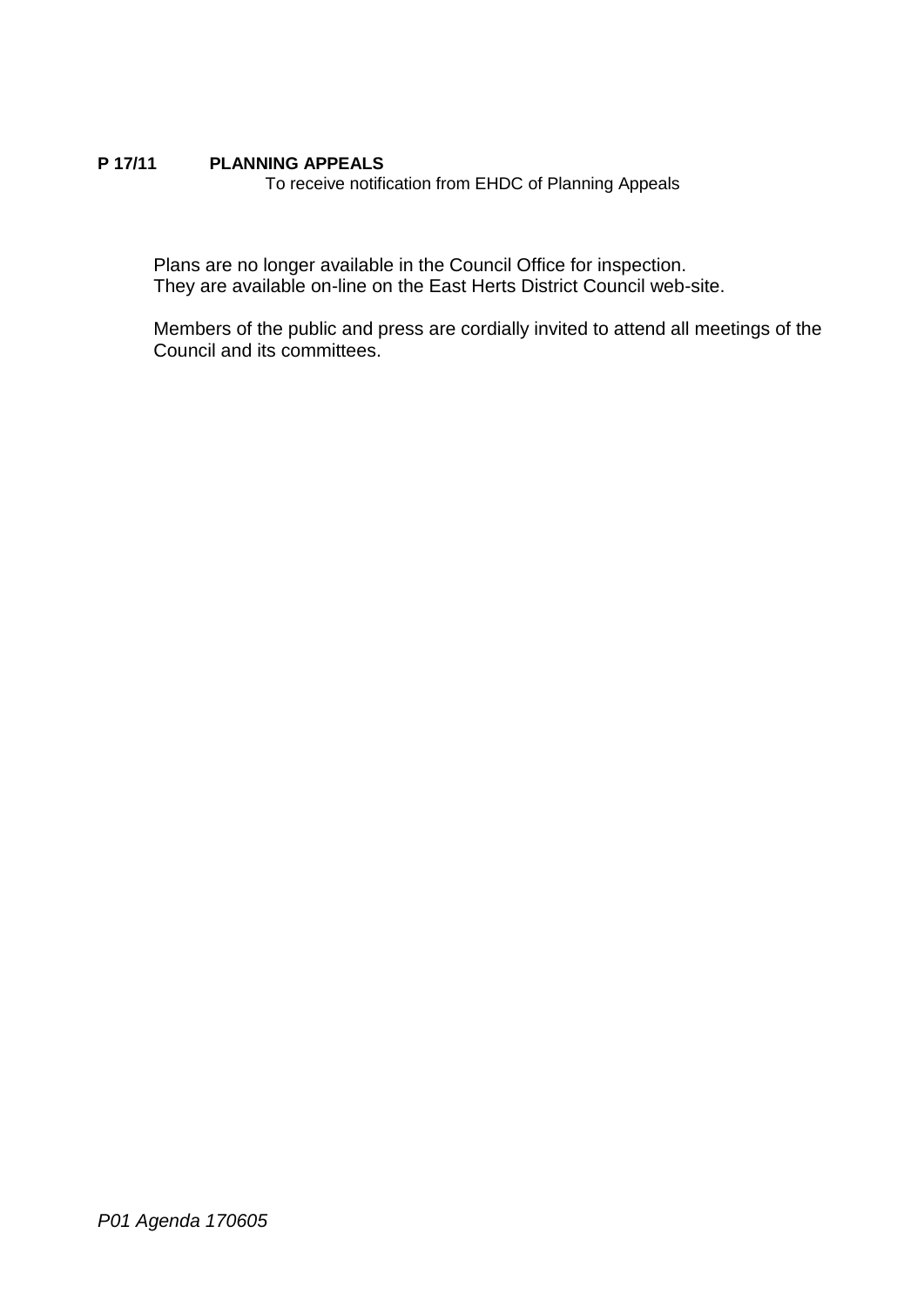**P 17/11 PLANNING APPEALS**

To receive notification from EHDC of Planning Appeals

Plans are no longer available in the Council Office for inspection.
They are available on-line on the East Herts District Council web-site.

Members of the public and press are cordially invited to attend all meetings of the Council and its committees.

*P01 Agenda 170605*